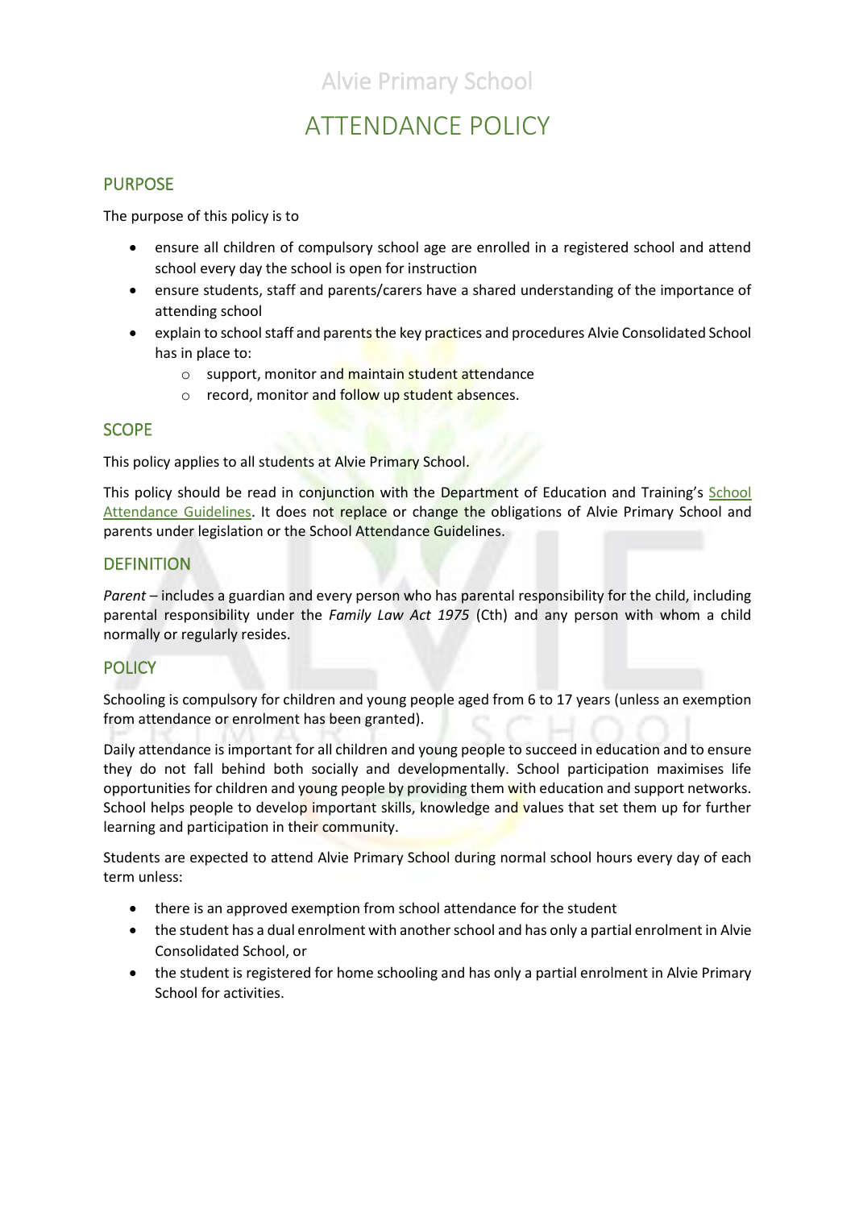# Alvie Primary School

# ATTENDANCE POLICY

## PURPOSE

The purpose of this policy is to

- ensure all children of compulsory school age are enrolled in a registered school and attend school every day the school is open for instruction
- ensure students, staff and parents/carers have a shared understanding of the importance of attending school
- explain to school staff and parents the key practices and procedures Alvie Consolidated School has in place to:
  - support, monitor and maintain student attendance
  - record, monitor and follow up student absences.

## SCOPE

This policy applies to all students at Alvie Primary School.

This policy should be read in conjunction with the Department of Education and Training's School Attendance Guidelines. It does not replace or change the obligations of Alvie Primary School and parents under legislation or the School Attendance Guidelines.

## DEFINITION

*Parent* – includes a guardian and every person who has parental responsibility for the child, including parental responsibility under the *Family Law Act 1975* (Cth) and any person with whom a child normally or regularly resides.

## POLICY

Schooling is compulsory for children and young people aged from 6 to 17 years (unless an exemption from attendance or enrolment has been granted).

Daily attendance is important for all children and young people to succeed in education and to ensure they do not fall behind both socially and developmentally. School participation maximises life opportunities for children and young people by providing them with education and support networks. School helps people to develop important skills, knowledge and values that set them up for further learning and participation in their community.

Students are expected to attend Alvie Primary School during normal school hours every day of each term unless:

- there is an approved exemption from school attendance for the student
- the student has a dual enrolment with another school and has only a partial enrolment in Alvie Consolidated School, or
- the student is registered for home schooling and has only a partial enrolment in Alvie Primary School for activities.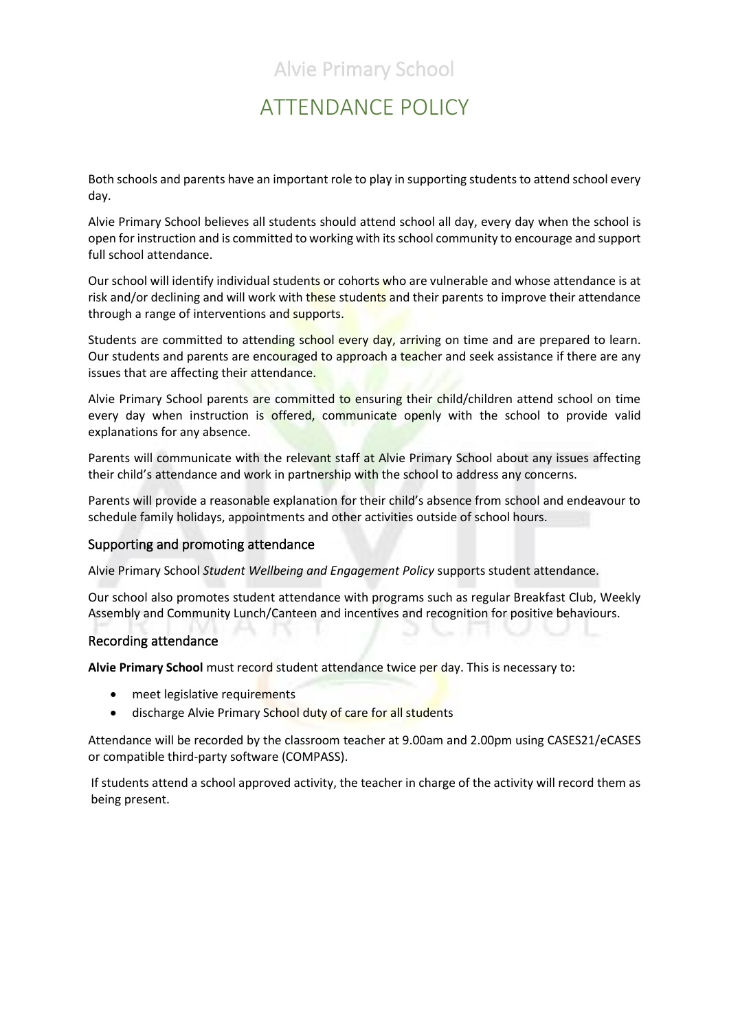# Alvie Primary School

# ATTENDANCE POLICY

Both schools and parents have an important role to play in supporting students to attend school every day.

Alvie Primary School believes all students should attend school all day, every day when the school is open for instruction and is committed to working with its school community to encourage and support full school attendance.

Our school will identify individual students or cohorts who are vulnerable and whose attendance is at risk and/or declining and will work with these students and their parents to improve their attendance through a range of interventions and supports.

Students are committed to attending school every day, arriving on time and are prepared to learn. Our students and parents are encouraged to approach a teacher and seek assistance if there are any issues that are affecting their attendance.

Alvie Primary School parents are committed to ensuring their child/children attend school on time every day when instruction is offered, communicate openly with the school to provide valid explanations for any absence.

Parents will communicate with the relevant staff at Alvie Primary School about any issues affecting their child's attendance and work in partnership with the school to address any concerns.

Parents will provide a reasonable explanation for their child's absence from school and endeavour to schedule family holidays, appointments and other activities outside of school hours.

## Supporting and promoting attendance

Alvie Primary School *Student Wellbeing and Engagement Policy* supports student attendance.

Our school also promotes student attendance with programs such as regular Breakfast Club, Weekly Assembly and Community Lunch/Canteen and incentives and recognition for positive behaviours.

## Recording attendance

**Alvie Primary School** must record student attendance twice per day. This is necessary to:

- meet legislative requirements
- discharge Alvie Primary School duty of care for all students

Attendance will be recorded by the classroom teacher at 9.00am and 2.00pm using CASES21/eCASES or compatible third-party software (COMPASS).

If students attend a school approved activity, the teacher in charge of the activity will record them as being present.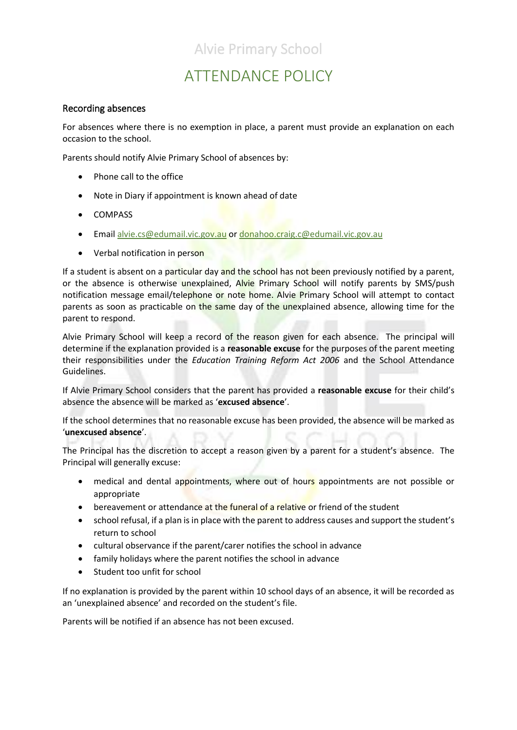Alvie Primary School

# ATTENDANCE POLICY

## Recording absences

For absences where there is no exemption in place, a parent must provide an explanation on each occasion to the school.

Parents should notify Alvie Primary School of absences by:

- Phone call to the office
- Note in Diary if appointment is known ahead of date
- COMPASS
- Email [alvie.cs@edumail.vic.gov.au](mailto:alvie.cs@edumail.vic.gov.au) or [donahoo.craig.c@edumail.vic.gov.au](mailto:donahoo.craig.c@edumail.vic.gov.au)
- Verbal notification in person

If a student is absent on a particular day and the school has not been previously notified by a parent, or the absence is otherwise unexplained, Alvie Primary School will notify parents by SMS/push notification message email/telephone or note home. Alvie Primary School will attempt to contact parents as soon as practicable on the same day of the unexplained absence, allowing time for the parent to respond.

Alvie Primary School will keep a record of the reason given for each absence. The principal will determine if the explanation provided is a **reasonable excuse** for the purposes of the parent meeting their responsibilities under the *Education Training Reform Act 2006* and the School Attendance Guidelines.

If Alvie Primary School considers that the parent has provided a **reasonable excuse** for their child's absence the absence will be marked as '**excused absence**'.

If the school determines that no reasonable excuse has been provided, the absence will be marked as '**unexcused absence**'.

The Principal has the discretion to accept a reason given by a parent for a student's absence. The Principal will generally excuse:

- medical and dental appointments, where out of hours appointments are not possible or appropriate
- bereavement or attendance at the funeral of a relative or friend of the student
- school refusal, if a plan is in place with the parent to address causes and support the student's return to school
- cultural observance if the parent/carer notifies the school in advance
- family holidays where the parent notifies the school in advance
- Student too unfit for school

If no explanation is provided by the parent within 10 school days of an absence, it will be recorded as an 'unexplained absence' and recorded on the student's file.

Parents will be notified if an absence has not been excused.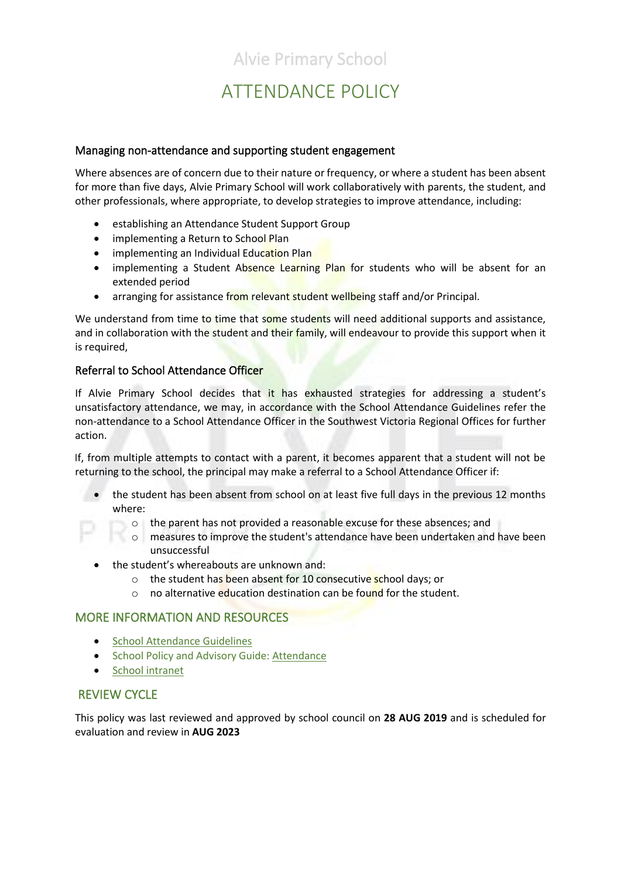Alvie Primary School

# ATTENDANCE POLICY

### Managing non-attendance and supporting student engagement

Where absences are of concern due to their nature or frequency, or where a student has been absent for more than five days, Alvie Primary School will work collaboratively with parents, the student, and other professionals, where appropriate, to develop strategies to improve attendance, including:

- establishing an Attendance Student Support Group
- implementing a Return to School Plan
- implementing an Individual Education Plan
- implementing a Student Absence Learning Plan for students who will be absent for an extended period
- arranging for assistance from relevant student wellbeing staff and/or Principal.

We understand from time to time that some students will need additional supports and assistance, and in collaboration with the student and their family, will endeavour to provide this support when it is required,

### Referral to School Attendance Officer

If Alvie Primary School decides that it has exhausted strategies for addressing a student's unsatisfactory attendance, we may, in accordance with the School Attendance Guidelines refer the non-attendance to a School Attendance Officer in the Southwest Victoria Regional Offices for further action.

If, from multiple attempts to contact with a parent, it becomes apparent that a student will not be returning to the school, the principal may make a referral to a School Attendance Officer if:

- the student has been absent from school on at least five full days in the previous 12 months where:
  - the parent has not provided a reasonable excuse for these absences; and
  - measures to improve the student's attendance have been undertaken and have been unsuccessful
- the student's whereabouts are unknown and:
  - the student has been absent for 10 consecutive school days; or
  - no alternative education destination can be found for the student.

## MORE INFORMATION AND RESOURCES

- School Attendance Guidelines
- School Policy and Advisory Guide: Attendance
- School intranet

## REVIEW CYCLE

This policy was last reviewed and approved by school council on **28 AUG 2019** and is scheduled for evaluation and review in **AUG 2023**